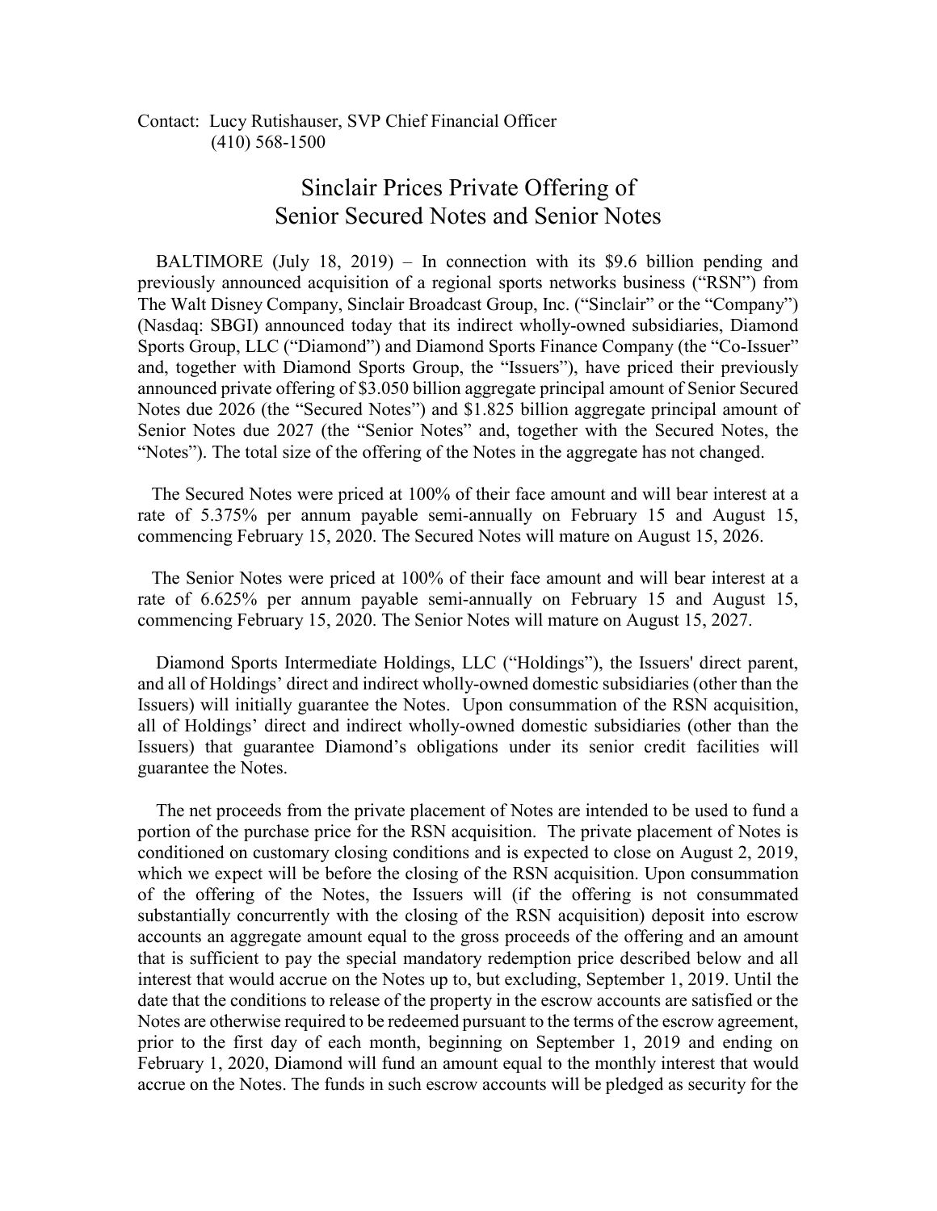Contact: Lucy Rutishauser, SVP Chief Financial Officer
(410) 568-1500

# Sinclair Prices Private Offering of Senior Secured Notes and Senior Notes

BALTIMORE (July 18, 2019) – In connection with its $9.6 billion pending and previously announced acquisition of a regional sports networks business ("RSN") from The Walt Disney Company, Sinclair Broadcast Group, Inc. ("Sinclair" or the "Company") (Nasdaq: SBGI) announced today that its indirect wholly-owned subsidiaries, Diamond Sports Group, LLC ("Diamond") and Diamond Sports Finance Company (the "Co-Issuer" and, together with Diamond Sports Group, the "Issuers"), have priced their previously announced private offering of $3.050 billion aggregate principal amount of Senior Secured Notes due 2026 (the "Secured Notes") and $1.825 billion aggregate principal amount of Senior Notes due 2027 (the "Senior Notes" and, together with the Secured Notes, the "Notes"). The total size of the offering of the Notes in the aggregate has not changed.

The Secured Notes were priced at 100% of their face amount and will bear interest at a rate of 5.375% per annum payable semi-annually on February 15 and August 15, commencing February 15, 2020. The Secured Notes will mature on August 15, 2026.

The Senior Notes were priced at 100% of their face amount and will bear interest at a rate of 6.625% per annum payable semi-annually on February 15 and August 15, commencing February 15, 2020. The Senior Notes will mature on August 15, 2027.

Diamond Sports Intermediate Holdings, LLC ("Holdings"), the Issuers' direct parent, and all of Holdings' direct and indirect wholly-owned domestic subsidiaries (other than the Issuers) will initially guarantee the Notes. Upon consummation of the RSN acquisition, all of Holdings' direct and indirect wholly-owned domestic subsidiaries (other than the Issuers) that guarantee Diamond's obligations under its senior credit facilities will guarantee the Notes.

The net proceeds from the private placement of Notes are intended to be used to fund a portion of the purchase price for the RSN acquisition. The private placement of Notes is conditioned on customary closing conditions and is expected to close on August 2, 2019, which we expect will be before the closing of the RSN acquisition. Upon consummation of the offering of the Notes, the Issuers will (if the offering is not consummated substantially concurrently with the closing of the RSN acquisition) deposit into escrow accounts an aggregate amount equal to the gross proceeds of the offering and an amount that is sufficient to pay the special mandatory redemption price described below and all interest that would accrue on the Notes up to, but excluding, September 1, 2019. Until the date that the conditions to release of the property in the escrow accounts are satisfied or the Notes are otherwise required to be redeemed pursuant to the terms of the escrow agreement, prior to the first day of each month, beginning on September 1, 2019 and ending on February 1, 2020, Diamond will fund an amount equal to the monthly interest that would accrue on the Notes. The funds in such escrow accounts will be pledged as security for the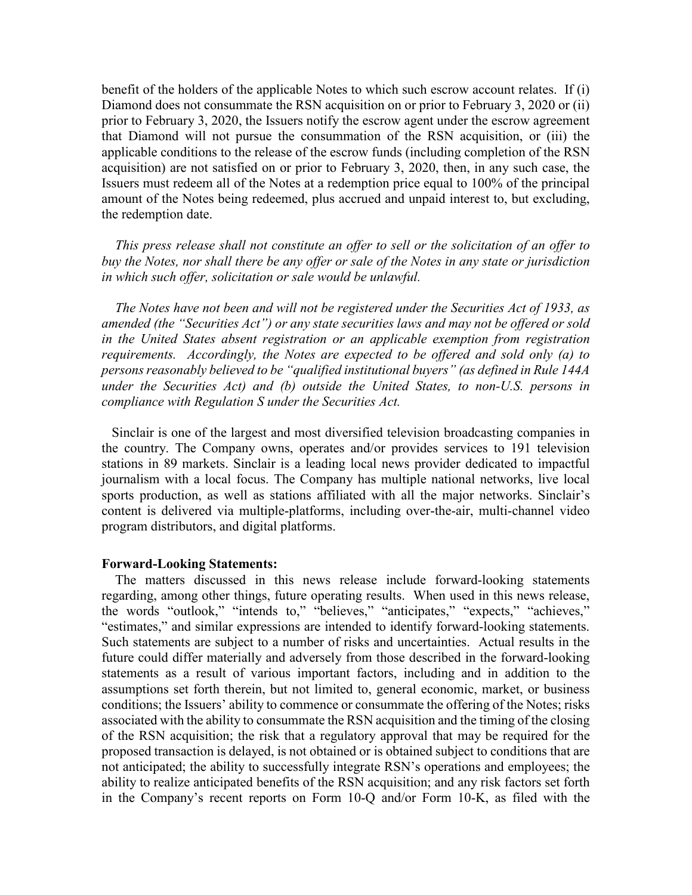benefit of the holders of the applicable Notes to which such escrow account relates. If (i) Diamond does not consummate the RSN acquisition on or prior to February 3, 2020 or (ii) prior to February 3, 2020, the Issuers notify the escrow agent under the escrow agreement that Diamond will not pursue the consummation of the RSN acquisition, or (iii) the applicable conditions to the release of the escrow funds (including completion of the RSN acquisition) are not satisfied on or prior to February 3, 2020, then, in any such case, the Issuers must redeem all of the Notes at a redemption price equal to 100% of the principal amount of the Notes being redeemed, plus accrued and unpaid interest to, but excluding, the redemption date.

*This press release shall not constitute an offer to sell or the solicitation of an offer to buy the Notes, nor shall there be any offer or sale of the Notes in any state or jurisdiction in which such offer, solicitation or sale would be unlawful.*

*The Notes have not been and will not be registered under the Securities Act of 1933, as amended (the "Securities Act") or any state securities laws and may not be offered or sold in the United States absent registration or an applicable exemption from registration requirements. Accordingly, the Notes are expected to be offered and sold only (a) to persons reasonably believed to be "qualified institutional buyers" (as defined in Rule 144A under the Securities Act) and (b) outside the United States, to non-U.S. persons in compliance with Regulation S under the Securities Act.*

Sinclair is one of the largest and most diversified television broadcasting companies in the country. The Company owns, operates and/or provides services to 191 television stations in 89 markets. Sinclair is a leading local news provider dedicated to impactful journalism with a local focus. The Company has multiple national networks, live local sports production, as well as stations affiliated with all the major networks. Sinclair's content is delivered via multiple-platforms, including over-the-air, multi-channel video program distributors, and digital platforms.

**Forward-Looking Statements:**

The matters discussed in this news release include forward-looking statements regarding, among other things, future operating results. When used in this news release, the words "outlook," "intends to," "believes," "anticipates," "expects," "achieves," "estimates," and similar expressions are intended to identify forward-looking statements. Such statements are subject to a number of risks and uncertainties. Actual results in the future could differ materially and adversely from those described in the forward-looking statements as a result of various important factors, including and in addition to the assumptions set forth therein, but not limited to, general economic, market, or business conditions; the Issuers' ability to commence or consummate the offering of the Notes; risks associated with the ability to consummate the RSN acquisition and the timing of the closing of the RSN acquisition; the risk that a regulatory approval that may be required for the proposed transaction is delayed, is not obtained or is obtained subject to conditions that are not anticipated; the ability to successfully integrate RSN's operations and employees; the ability to realize anticipated benefits of the RSN acquisition; and any risk factors set forth in the Company's recent reports on Form 10-Q and/or Form 10-K, as filed with the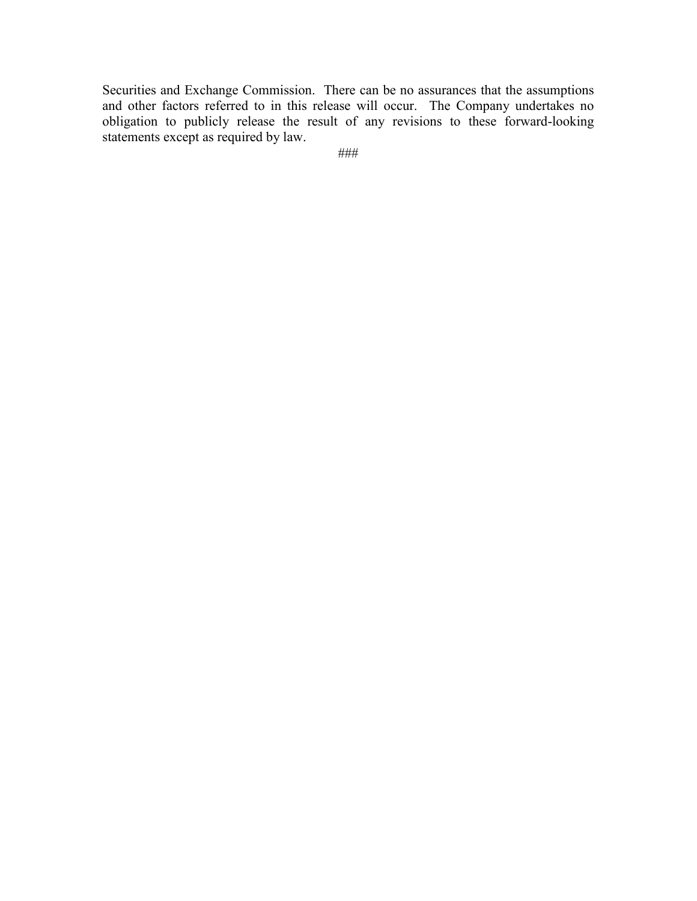Securities and Exchange Commission. There can be no assurances that the assumptions and other factors referred to in this release will occur. The Company undertakes no obligation to publicly release the result of any revisions to these forward-looking statements except as required by law.

###